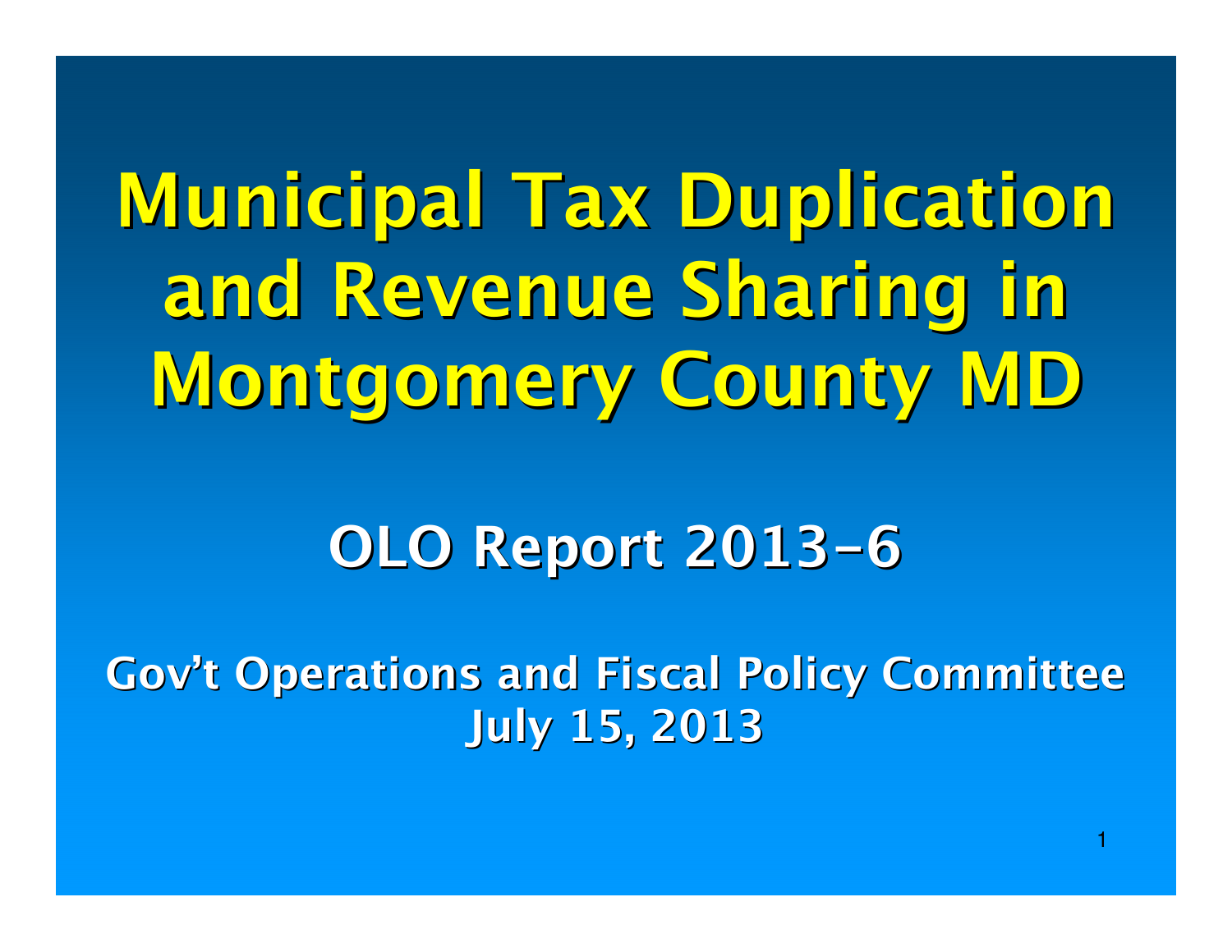# Municipal Tax Duplication and Revenue Sharing in Montgomery County MD

## OLO Report 2013-6

**Gov't Operations and Fiscal Policy Committee**
**July 15, 2013**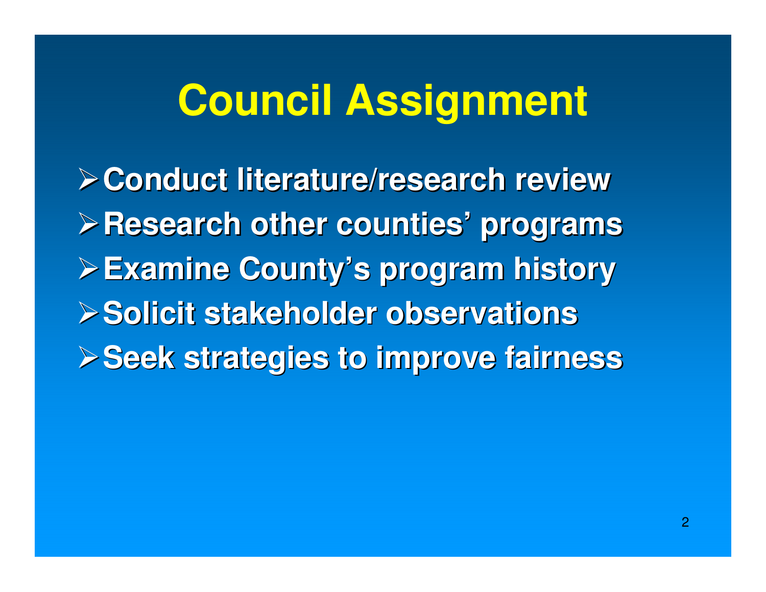# Council Assignment

- Conduct literature/research review
- Research other counties' programs
- Examine County's program history
- Solicit stakeholder observations
- Seek strategies to improve fairness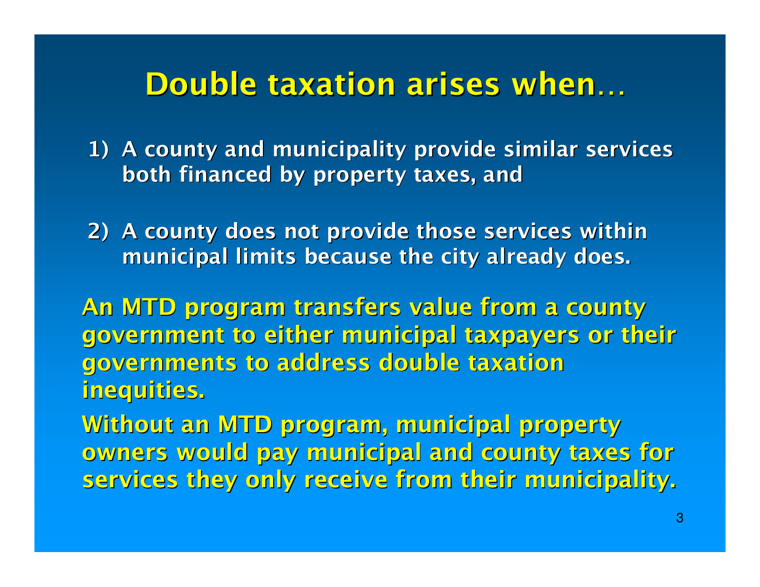# Double taxation arises when…

1) A county and municipality provide similar services both financed by property taxes, and

2) A county does not provide those services within municipal limits because the city already does.

An MTD program transfers value from a county government to either municipal taxpayers or their governments to address double taxation inequities.

Without an MTD program, municipal property owners would pay municipal and county taxes for services they only receive from their municipality.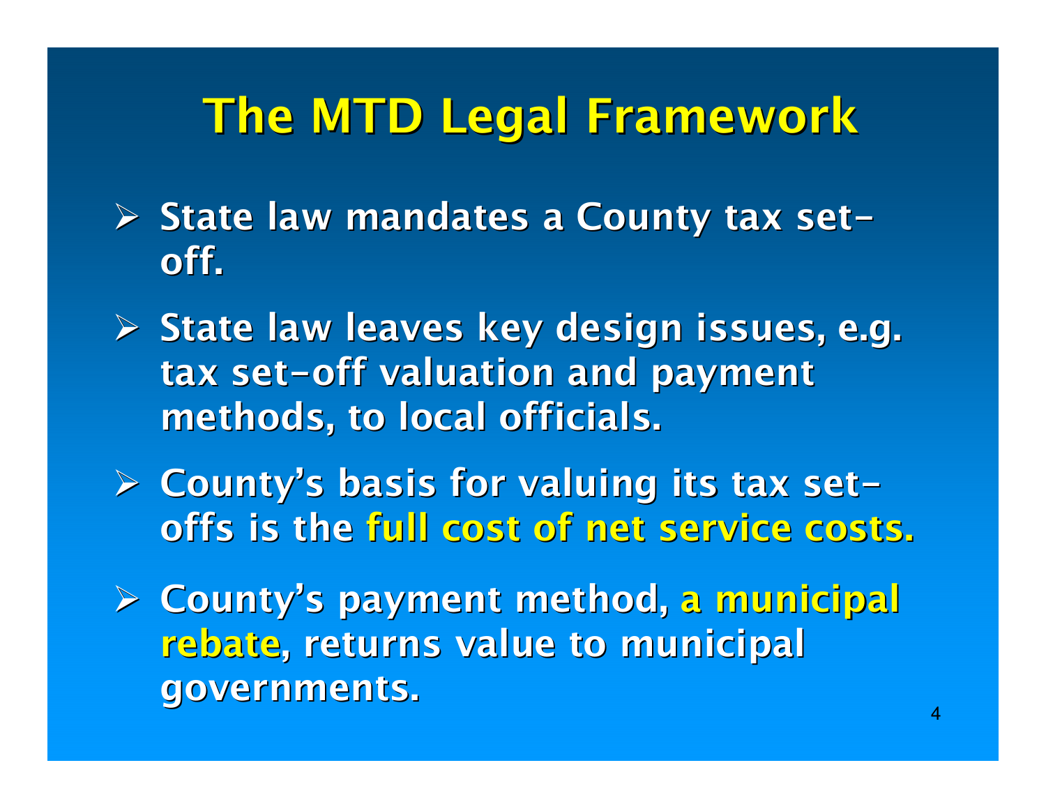# The MTD Legal Framework

- State law mandates a County tax set-off.
- State law leaves key design issues, e.g. tax set-off valuation and payment methods, to local officials.
- County's basis for valuing its tax set-offs is the **full cost of net service costs.**
- County's payment method, **a municipal rebate**, returns value to municipal governments.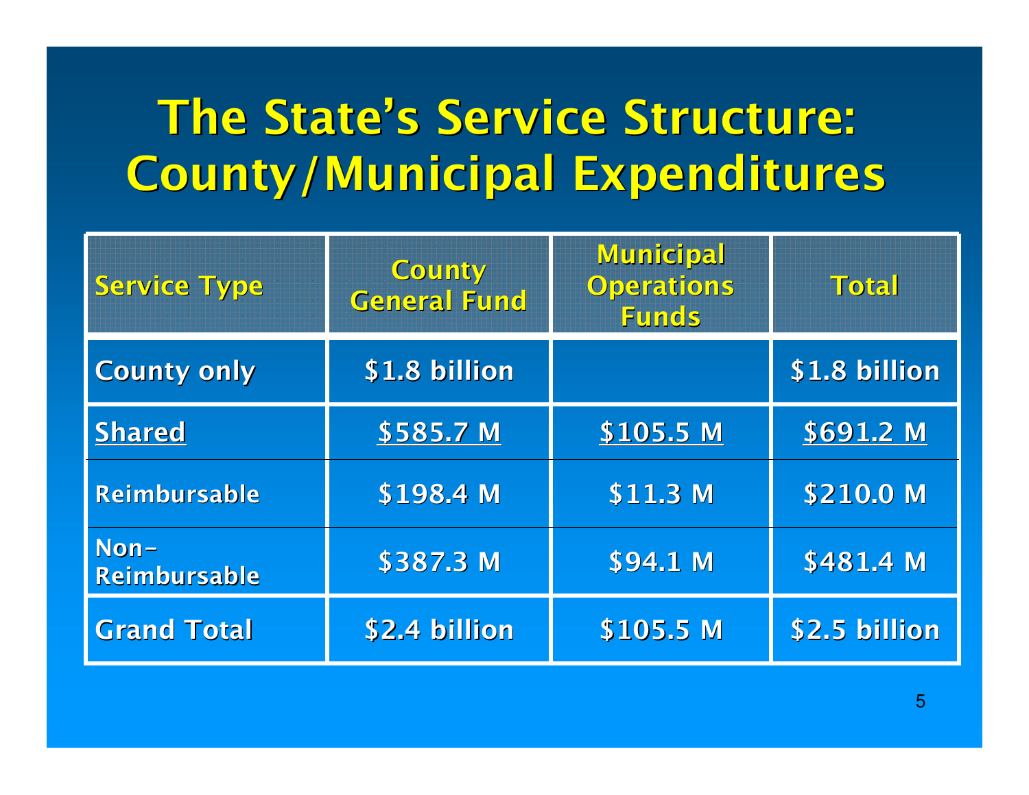# The State's Service Structure: County/Municipal Expenditures

| Service Type | County General Fund | Municipal Operations Funds | Total |
| --- | --- | --- | --- |
| County only | $1.8 billion | | $1.8 billion |
| Shared | $585.7 M | $105.5 M | $691.2 M |
| Reimbursable | $198.4 M | $11.3 M | $210.0 M |
| Non-Reimbursable | $387.3 M | $94.1 M | $481.4 M |
| Grand Total | $2.4 billion | $105.5 M | $2.5 billion |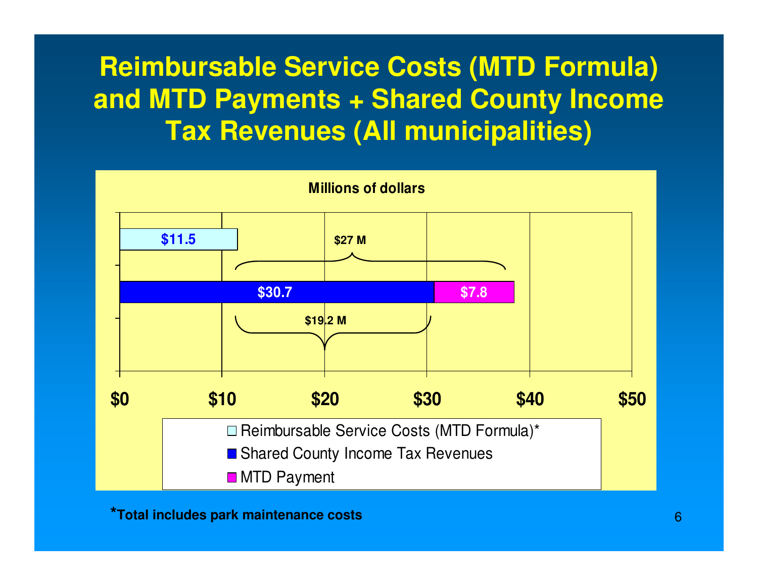# Reimbursable Service Costs (MTD Formula) and MTD Payments + Shared County Income Tax Revenues (All municipalities)

**Millions of dollars**

| | Reimbursable Service Costs (MTD Formula)* | Shared County Income Tax Revenues | MTD Payment |
|---|---|---|---|
| Reimbursable Service Costs | $11.5 | | |
| Shared County Income Tax Revenues + MTD Payment | | $30.7 | $7.8 |

$27 M

$19.2 M

**\*Total includes park maintenance costs**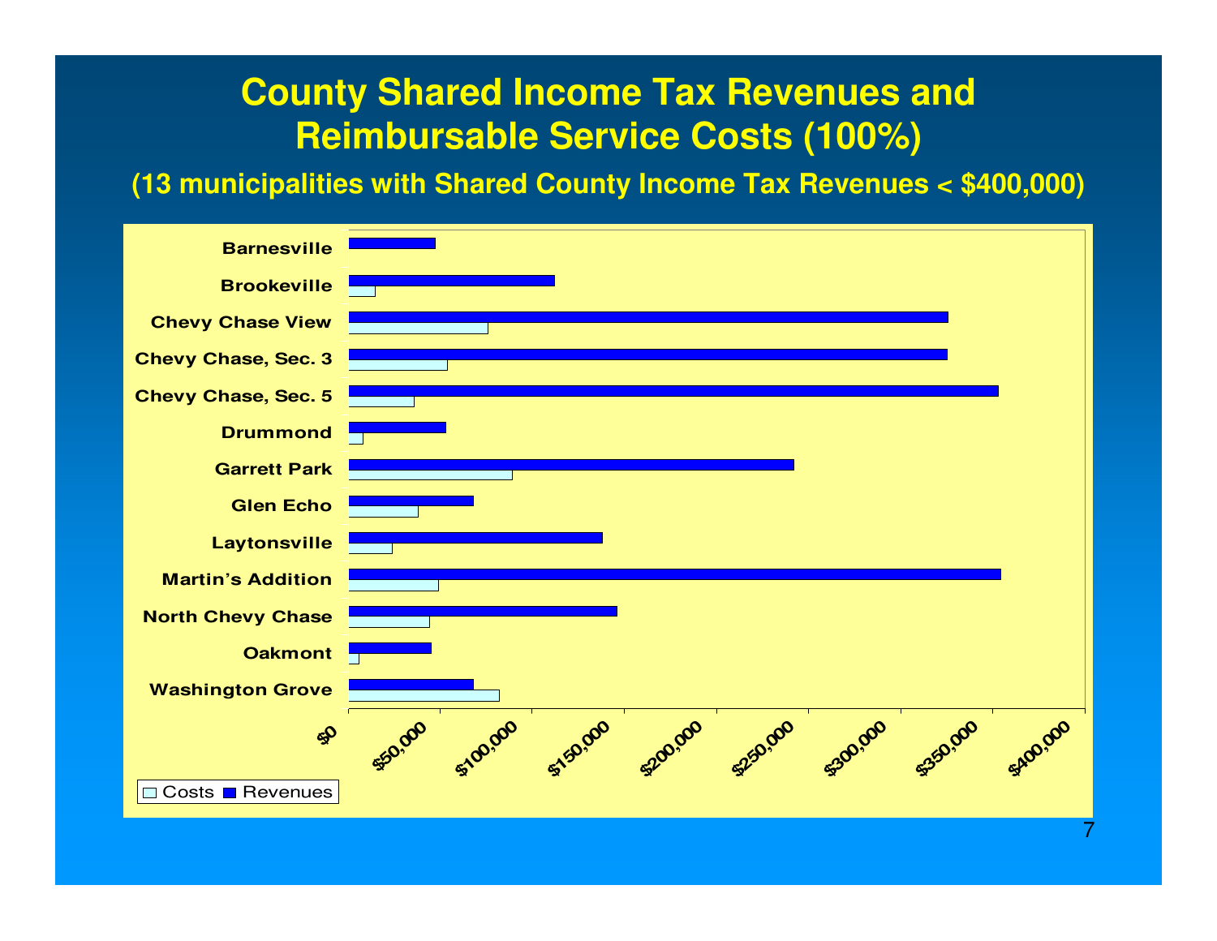# County Shared Income Tax Revenues and Reimbursable Service Costs (100%)

## (13 municipalities with Shared County Income Tax Revenues < $400,000)

Barnesville
Brookeville
Chevy Chase View
Chevy Chase, Sec. 3
Chevy Chase, Sec. 5
Drummond
Garrett Park
Glen Echo
Laytonsville
Martin's Addition
North Chevy Chase
Oakmont
Washington Grove

$0 $50,000 $100,000 $150,000 $200,000 $250,000 $300,000 $350,000 $400,000

Costs Revenues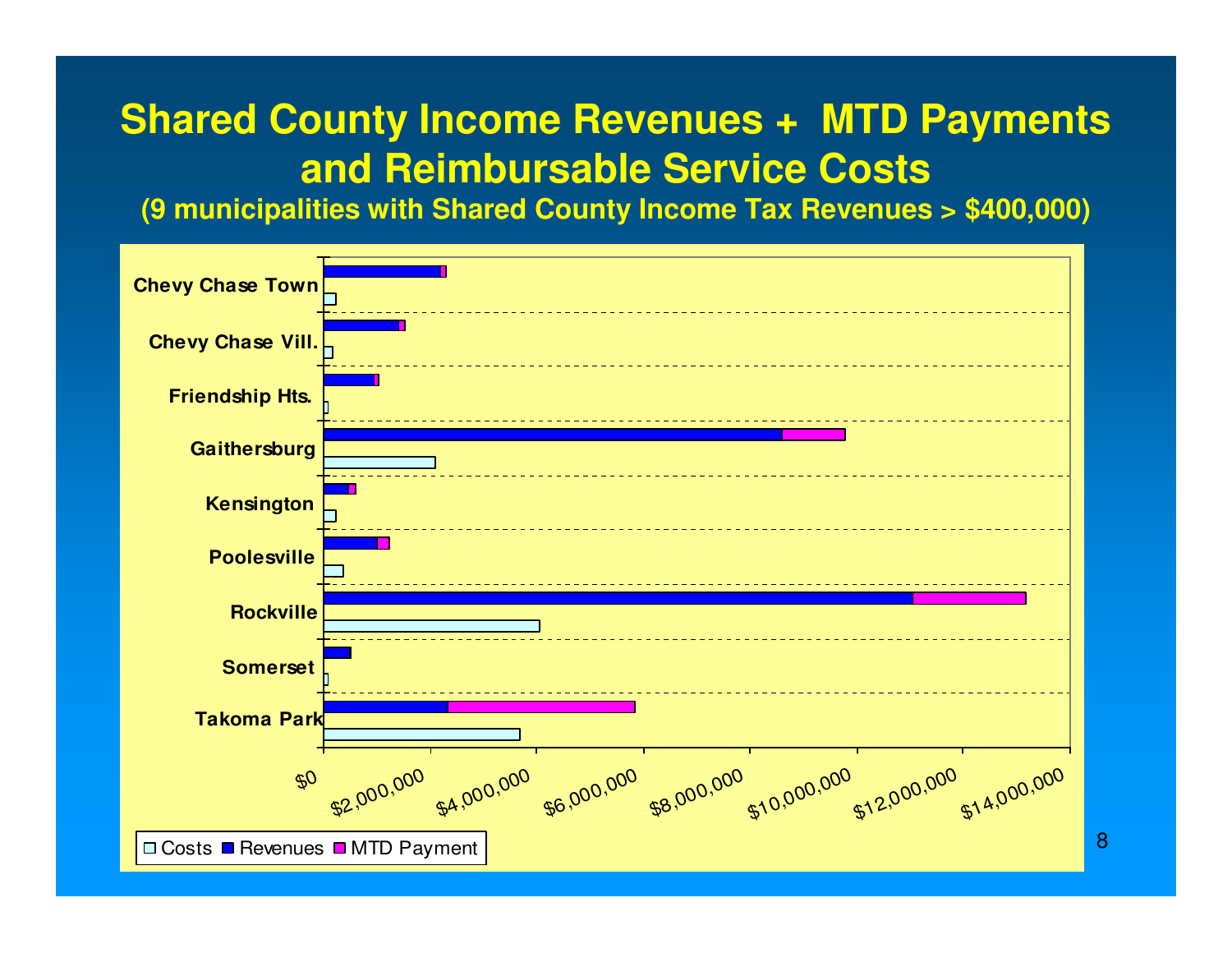# Shared County Income Revenues + MTD Payments and Reimbursable Service Costs

### (9 municipalities with Shared County Income Tax Revenues > $400,000)

Chevy Chase Town
Chevy Chase Vill.
Friendship Hts.
Gaithersburg
Kensington
Poolesville
Rockville
Somerset
Takoma Park

$0 | $2,000,000 | $4,000,000 | $6,000,000 | $8,000,000 | $10,000,000 | $12,000,000 | $14,000,000

Costs | Revenues | MTD Payment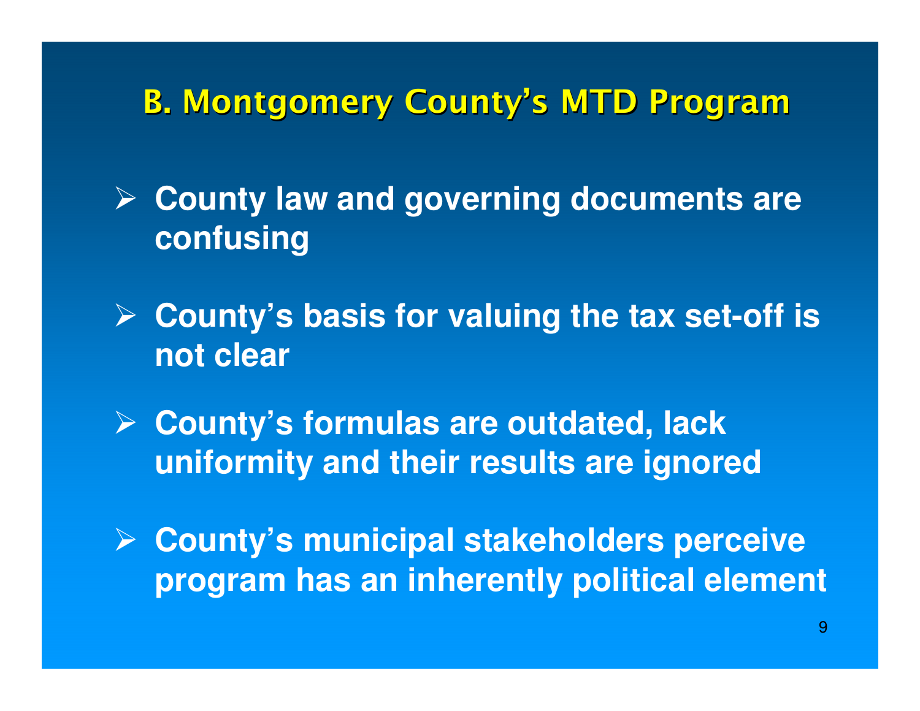## B. Montgomery County's MTD Program

- **County law and governing documents are confusing**
- **County's basis for valuing the tax set-off is not clear**
- **County's formulas are outdated, lack uniformity and their results are ignored**
- **County's municipal stakeholders perceive program has an inherently political element**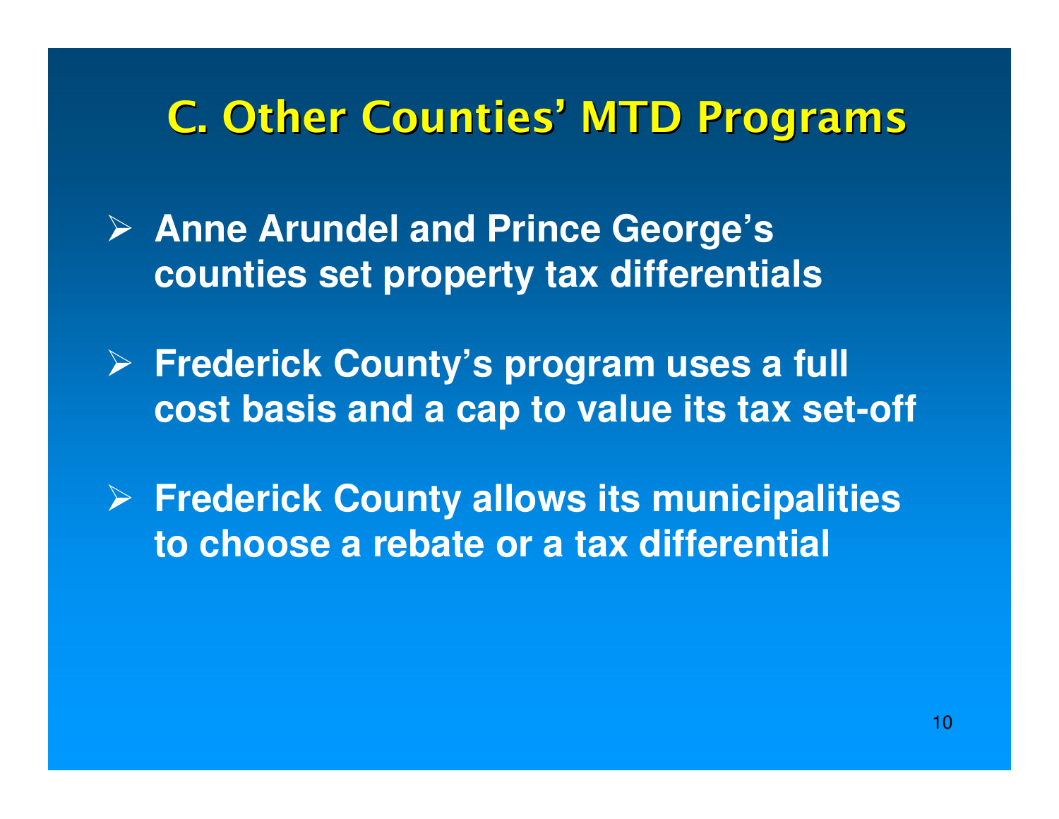# C. Other Counties' MTD Programs

- **Anne Arundel and Prince George's counties set property tax differentials**
- **Frederick County's program uses a full cost basis and a cap to value its tax set-off**
- **Frederick County allows its municipalities to choose a rebate or a tax differential**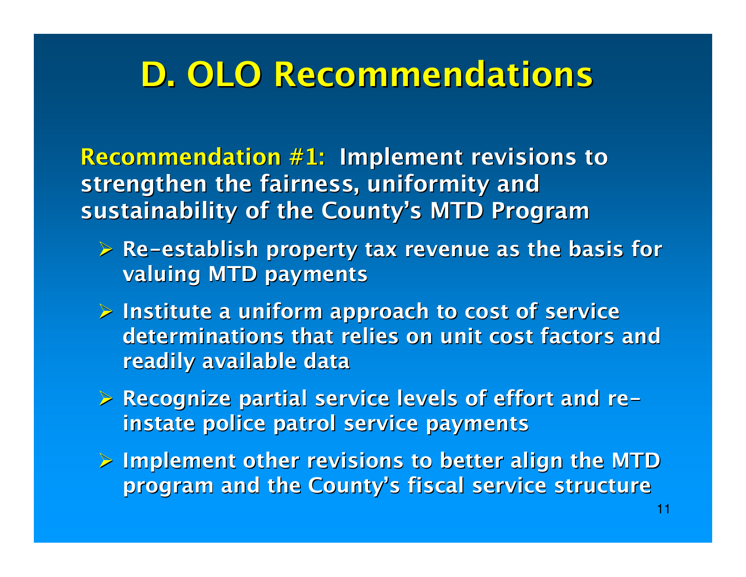# D. OLO Recommendations

**Recommendation #1:** **Implement revisions to strengthen the fairness, uniformity and sustainability of the County's MTD Program**

- **Re-establish property tax revenue as the basis for valuing MTD payments**
- **Institute a uniform approach to cost of service determinations that relies on unit cost factors and readily available data**
- **Recognize partial service levels of effort and re-instate police patrol service payments**
- **Implement other revisions to better align the MTD program and the County's fiscal service structure**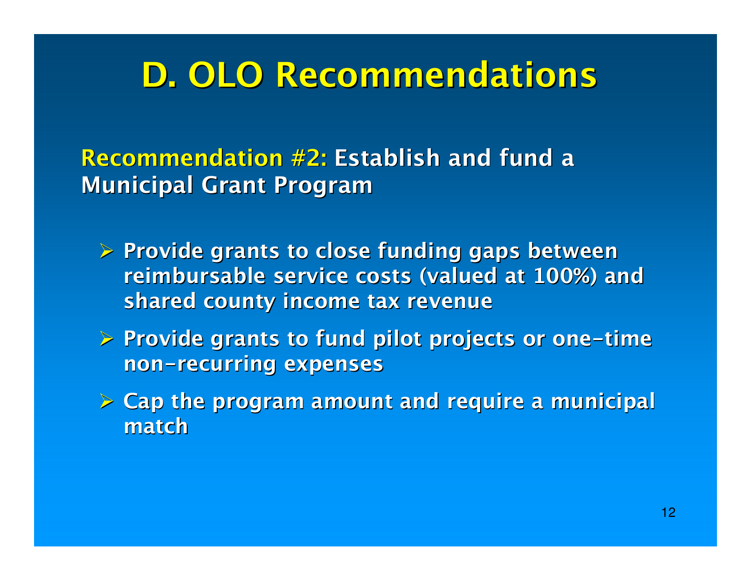# D. OLO Recommendations

**Recommendation #2:** Establish and fund a Municipal Grant Program

- Provide grants to close funding gaps between reimbursable service costs (valued at 100%) and shared county income tax revenue
- Provide grants to fund pilot projects or one-time non-recurring expenses
- Cap the program amount and require a municipal match